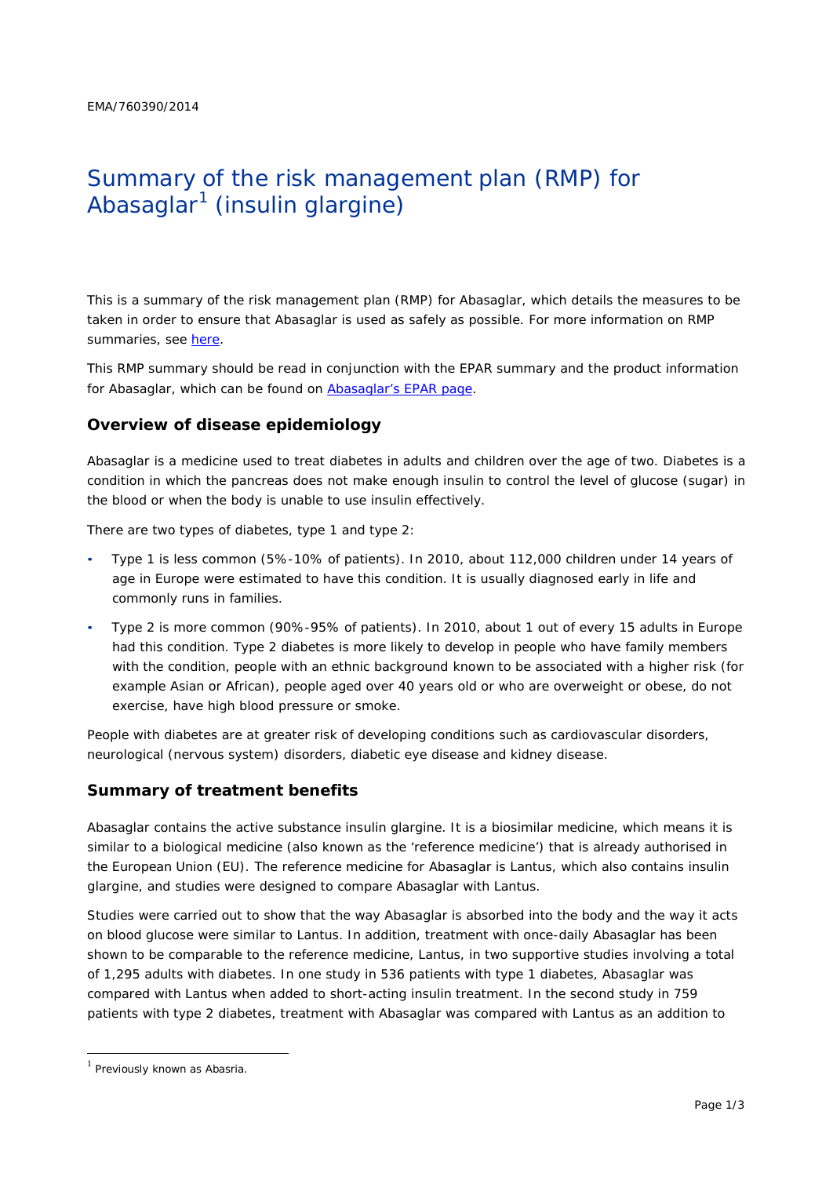EMA/760390/2014

# Summary of the risk management plan (RMP) for Abasaglar[1] (insulin glargine)

This is a summary of the risk management plan (RMP) for Abasaglar, which details the measures to be taken in order to ensure that Abasaglar is used as safely as possible. For more information on RMP summaries, see here.

This RMP summary should be read in conjunction with the EPAR summary and the product information for Abasaglar, which can be found on Abasaglar's EPAR page.

## Overview of disease epidemiology

Abasaglar is a medicine used to treat diabetes in adults and children over the age of two. Diabetes is a condition in which the pancreas does not make enough insulin to control the level of glucose (sugar) in the blood or when the body is unable to use insulin effectively.

There are two types of diabetes, type 1 and type 2:

- Type 1 is less common (5%-10% of patients). In 2010, about 112,000 children under 14 years of age in Europe were estimated to have this condition. It is usually diagnosed early in life and commonly runs in families.
- Type 2 is more common (90%-95% of patients). In 2010, about 1 out of every 15 adults in Europe had this condition. Type 2 diabetes is more likely to develop in people who have family members with the condition, people with an ethnic background known to be associated with a higher risk (for example Asian or African), people aged over 40 years old or who are overweight or obese, do not exercise, have high blood pressure or smoke.

People with diabetes are at greater risk of developing conditions such as cardiovascular disorders, neurological (nervous system) disorders, diabetic eye disease and kidney disease.

## Summary of treatment benefits

Abasaglar contains the active substance insulin glargine. It is a biosimilar medicine, which means it is similar to a biological medicine (also known as the 'reference medicine') that is already authorised in the European Union (EU). The reference medicine for Abasaglar is Lantus, which also contains insulin glargine, and studies were designed to compare Abasaglar with Lantus.

Studies were carried out to show that the way Abasaglar is absorbed into the body and the way it acts on blood glucose were similar to Lantus. In addition, treatment with once-daily Abasaglar has been shown to be comparable to the reference medicine, Lantus, in two supportive studies involving a total of 1,295 adults with diabetes. In one study in 536 patients with type 1 diabetes, Abasaglar was compared with Lantus when added to short-acting insulin treatment. In the second study in 759 patients with type 2 diabetes, treatment with Abasaglar was compared with Lantus as an addition to

[1] Previously known as Abasria.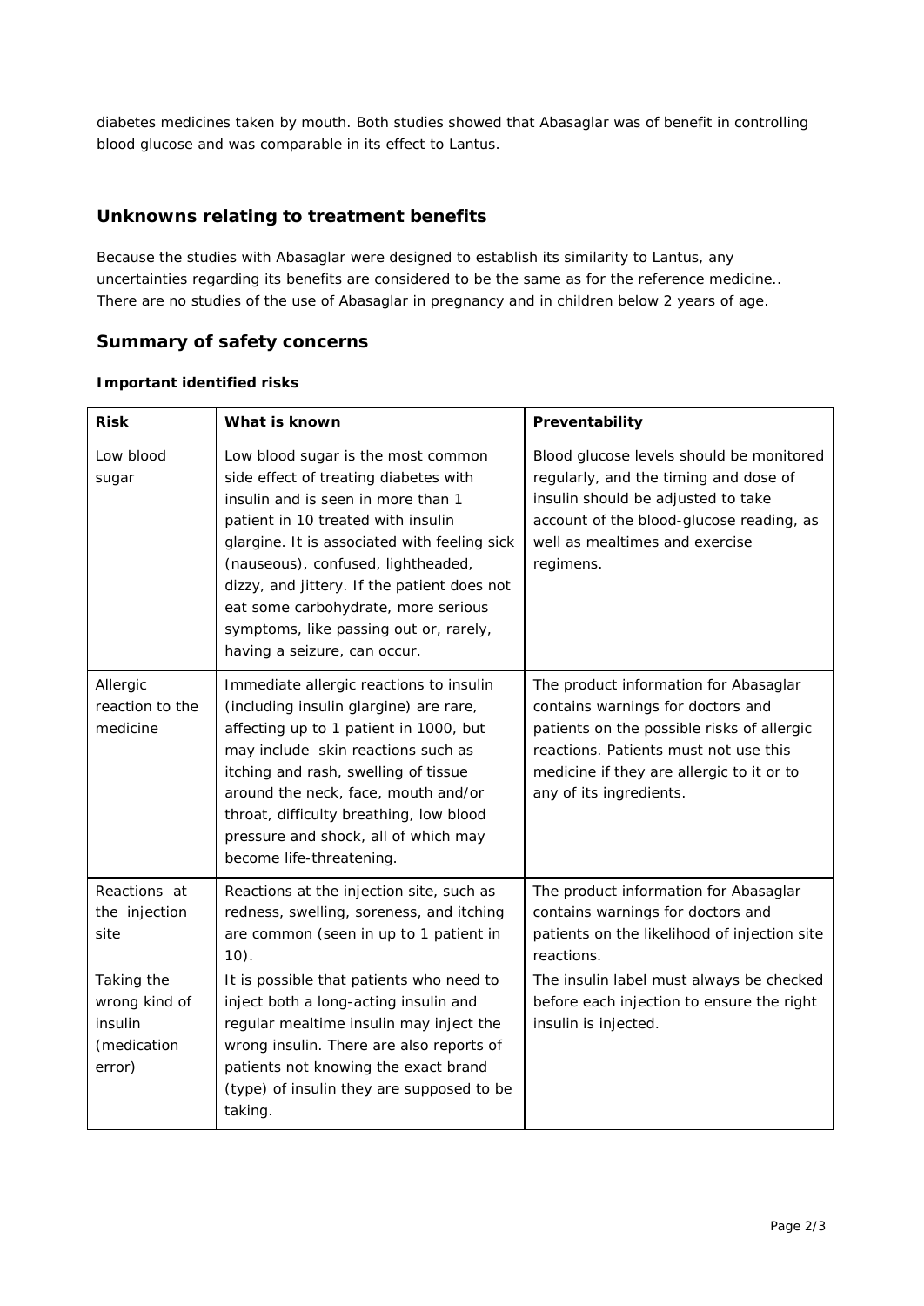diabetes medicines taken by mouth. Both studies showed that Abasaglar was of benefit in controlling blood glucose and was comparable in its effect to Lantus.

## Unknowns relating to treatment benefits

Because the studies with Abasaglar were designed to establish its similarity to Lantus, any uncertainties regarding its benefits are considered to be the same as for the reference medicine.. There are no studies of the use of Abasaglar in pregnancy and in children below 2 years of age.

## Summary of safety concerns

### Important identified risks

| Risk | What is known | Preventability |
|---|---|---|
| Low blood sugar | Low blood sugar is the most common side effect of treating diabetes with insulin and is seen in more than 1 patient in 10 treated with insulin glargine. It is associated with feeling sick (nauseous), confused, lightheaded, dizzy, and jittery. If the patient does not eat some carbohydrate, more serious symptoms, like passing out or, rarely, having a seizure, can occur. | Blood glucose levels should be monitored regularly, and the timing and dose of insulin should be adjusted to take account of the blood-glucose reading, as well as mealtimes and exercise regimens. |
| Allergic reaction to the medicine | Immediate allergic reactions to insulin (including insulin glargine) are rare, affecting up to 1 patient in 1000, but may include skin reactions such as itching and rash, swelling of tissue around the neck, face, mouth and/or throat, difficulty breathing, low blood pressure and shock, all of which may become life-threatening. | The product information for Abasaglar contains warnings for doctors and patients on the possible risks of allergic reactions. Patients must not use this medicine if they are allergic to it or to any of its ingredients. |
| Reactions at the injection site | Reactions at the injection site, such as redness, swelling, soreness, and itching are common (seen in up to 1 patient in 10). | The product information for Abasaglar contains warnings for doctors and patients on the likelihood of injection site reactions. |
| Taking the wrong kind of insulin (medication error) | It is possible that patients who need to inject both a long-acting insulin and regular mealtime insulin may inject the wrong insulin. There are also reports of patients not knowing the exact brand (type) of insulin they are supposed to be taking. | The insulin label must always be checked before each injection to ensure the right insulin is injected. |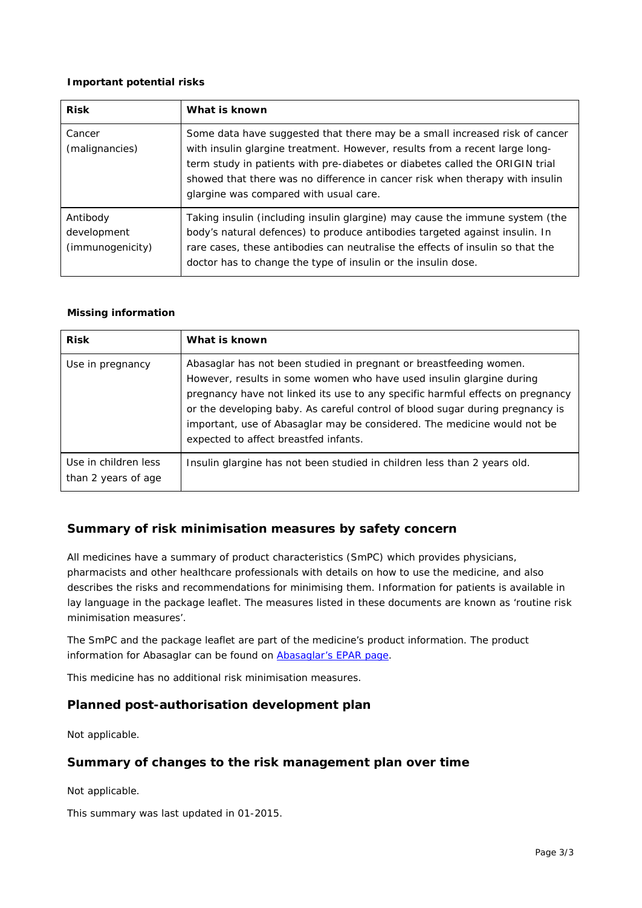**Important potential risks**

| Risk | What is known |
| --- | --- |
| Cancer (malignancies) | Some data have suggested that there may be a small increased risk of cancer with insulin glargine treatment. However, results from a recent large long-term study in patients with pre-diabetes or diabetes called the ORIGIN trial showed that there was no difference in cancer risk when therapy with insulin glargine was compared with usual care. |
| Antibody development (immunogenicity) | Taking insulin (including insulin glargine) may cause the immune system (the body's natural defences) to produce antibodies targeted against insulin. In rare cases, these antibodies can neutralise the effects of insulin so that the doctor has to change the type of insulin or the insulin dose. |

**Missing information**

| Risk | What is known |
| --- | --- |
| Use in pregnancy | Abasaglar has not been studied in pregnant or breastfeeding women. However, results in some women who have used insulin glargine during pregnancy have not linked its use to any specific harmful effects on pregnancy or the developing baby. As careful control of blood sugar during pregnancy is important, use of Abasaglar may be considered. The medicine would not be expected to affect breastfed infants. |
| Use in children less than 2 years of age | Insulin glargine has not been studied in children less than 2 years old. |

## Summary of risk minimisation measures by safety concern

All medicines have a summary of product characteristics (SmPC) which provides physicians, pharmacists and other healthcare professionals with details on how to use the medicine, and also describes the risks and recommendations for minimising them. Information for patients is available in lay language in the package leaflet. The measures listed in these documents are known as 'routine risk minimisation measures'.

The SmPC and the package leaflet are part of the medicine's product information. The product information for Abasaglar can be found on Abasaglar's EPAR page.

This medicine has no additional risk minimisation measures.

## Planned post-authorisation development plan

Not applicable.

## Summary of changes to the risk management plan over time

Not applicable.

This summary was last updated in 01-2015.